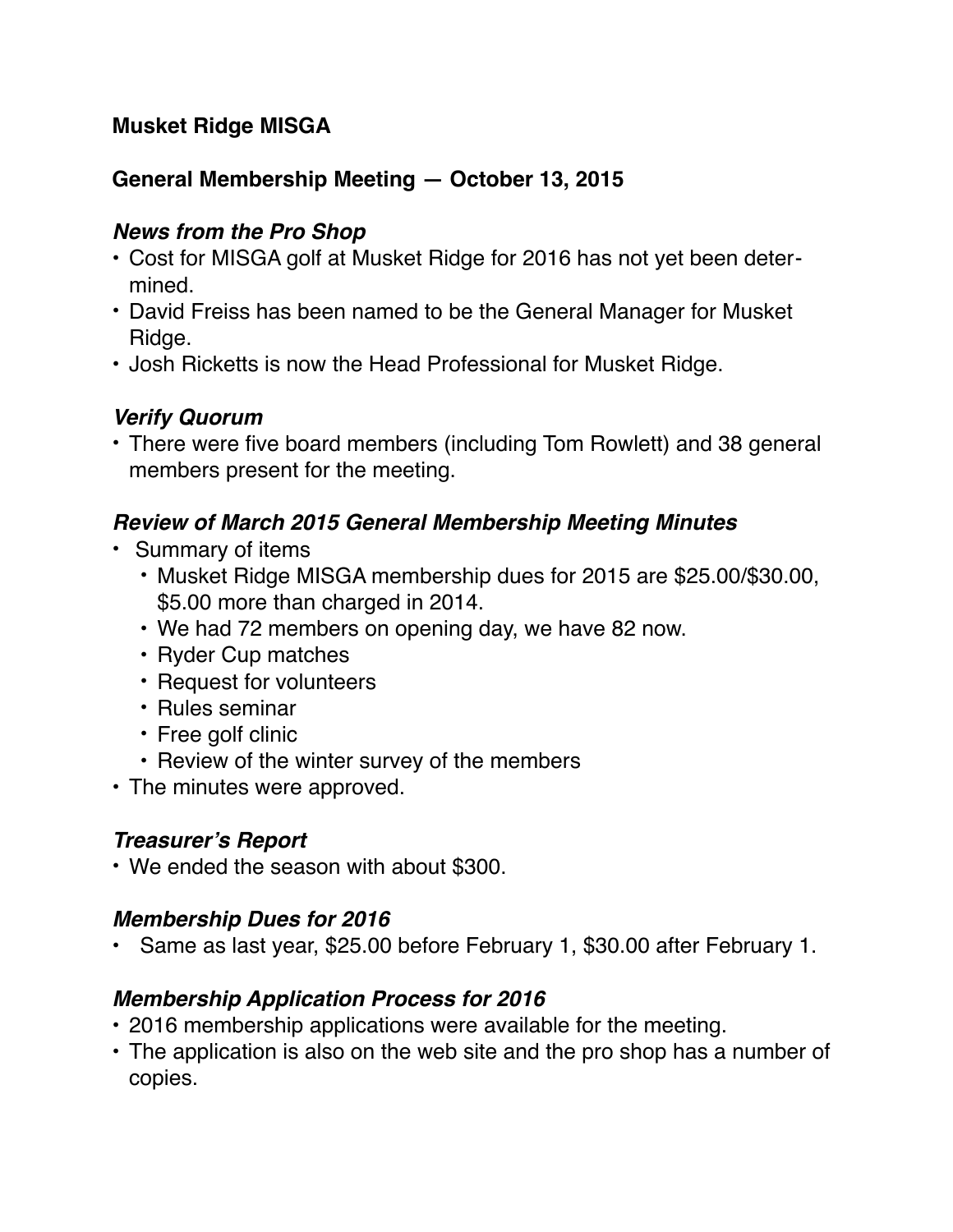**Musket Ridge MISGA**

**General Membership Meeting — October 13, 2015**

### *News from the Pro Shop*

- Cost for MISGA golf at Musket Ridge for 2016 has not yet been determined.
- David Freiss has been named to be the General Manager for Musket Ridge.
- Josh Ricketts is now the Head Professional for Musket Ridge.

### *Verify Quorum*

- There were five board members (including Tom Rowlett) and 38 general members present for the meeting.

### *Review of March 2015 General Membership Meeting Minutes*

- Summary of items
  - Musket Ridge MISGA membership dues for 2015 are $25.00/$30.00, $5.00 more than charged in 2014.
  - We had 72 members on opening day, we have 82 now.
  - Ryder Cup matches
  - Request for volunteers
  - Rules seminar
  - Free golf clinic
  - Review of the winter survey of the members
- The minutes were approved.

### *Treasurer's Report*

- We ended the season with about $300.

### *Membership Dues for 2016*

- Same as last year, $25.00 before February 1, $30.00 after February 1.

### *Membership Application Process for 2016*

- 2016 membership applications were available for the meeting.
- The application is also on the web site and the pro shop has a number of copies.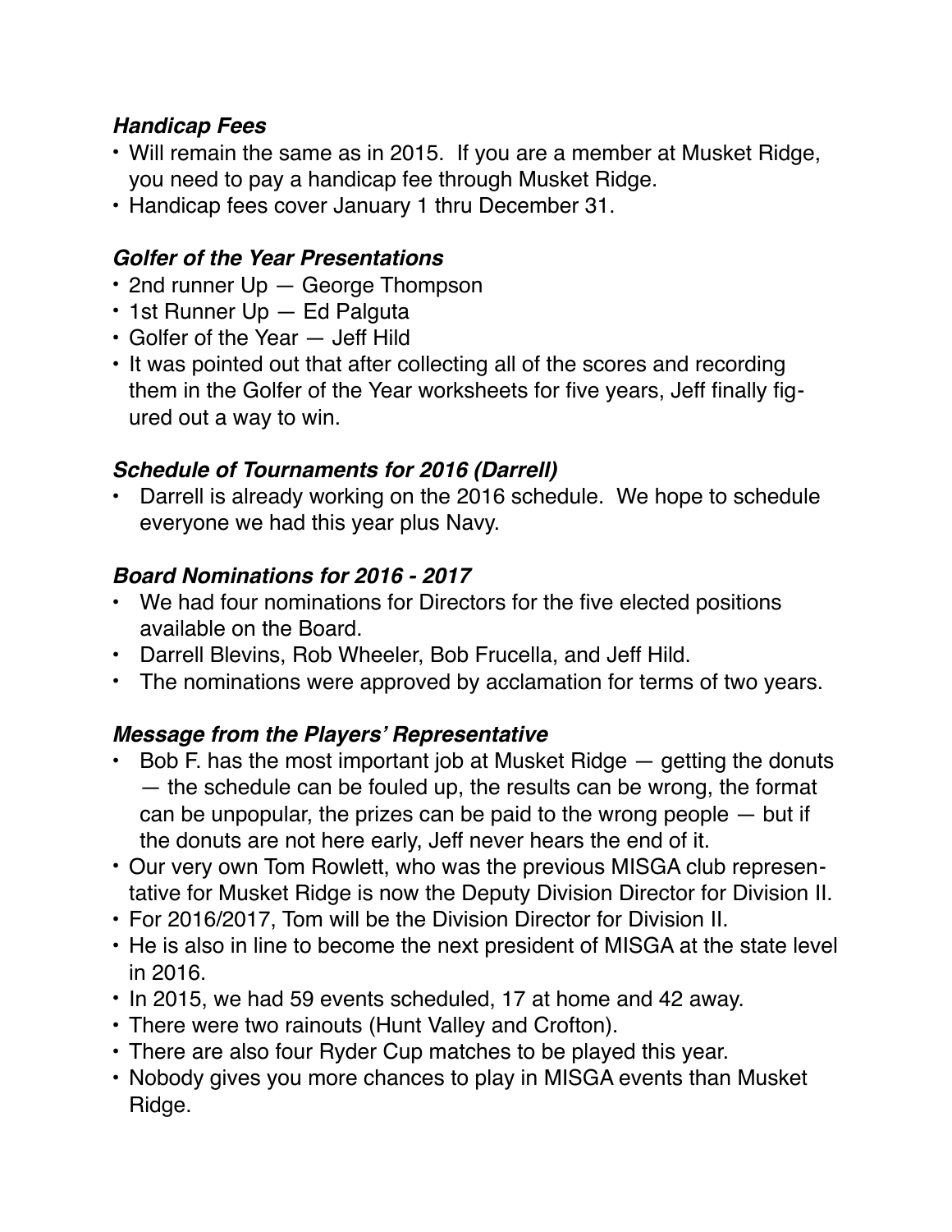***Handicap Fees***

- Will remain the same as in 2015. If you are a member at Musket Ridge, you need to pay a handicap fee through Musket Ridge.
- Handicap fees cover January 1 thru December 31.

***Golfer of the Year Presentations***

- 2nd runner Up — George Thompson
- 1st Runner Up — Ed Palguta
- Golfer of the Year — Jeff Hild
- It was pointed out that after collecting all of the scores and recording them in the Golfer of the Year worksheets for five years, Jeff finally figured out a way to win.

***Schedule of Tournaments for 2016 (Darrell)***

- Darrell is already working on the 2016 schedule. We hope to schedule everyone we had this year plus Navy.

***Board Nominations for 2016 - 2017***

- We had four nominations for Directors for the five elected positions available on the Board.
- Darrell Blevins, Rob Wheeler, Bob Frucella, and Jeff Hild.
- The nominations were approved by acclamation for terms of two years.

***Message from the Players' Representative***

- Bob F. has the most important job at Musket Ridge — getting the donuts — the schedule can be fouled up, the results can be wrong, the format can be unpopular, the prizes can be paid to the wrong people — but if the donuts are not here early, Jeff never hears the end of it.
- Our very own Tom Rowlett, who was the previous MISGA club representative for Musket Ridge is now the Deputy Division Director for Division II.
- For 2016/2017, Tom will be the Division Director for Division II.
- He is also in line to become the next president of MISGA at the state level in 2016.
- In 2015, we had 59 events scheduled, 17 at home and 42 away.
- There were two rainouts (Hunt Valley and Crofton).
- There are also four Ryder Cup matches to be played this year.
- Nobody gives you more chances to play in MISGA events than Musket Ridge.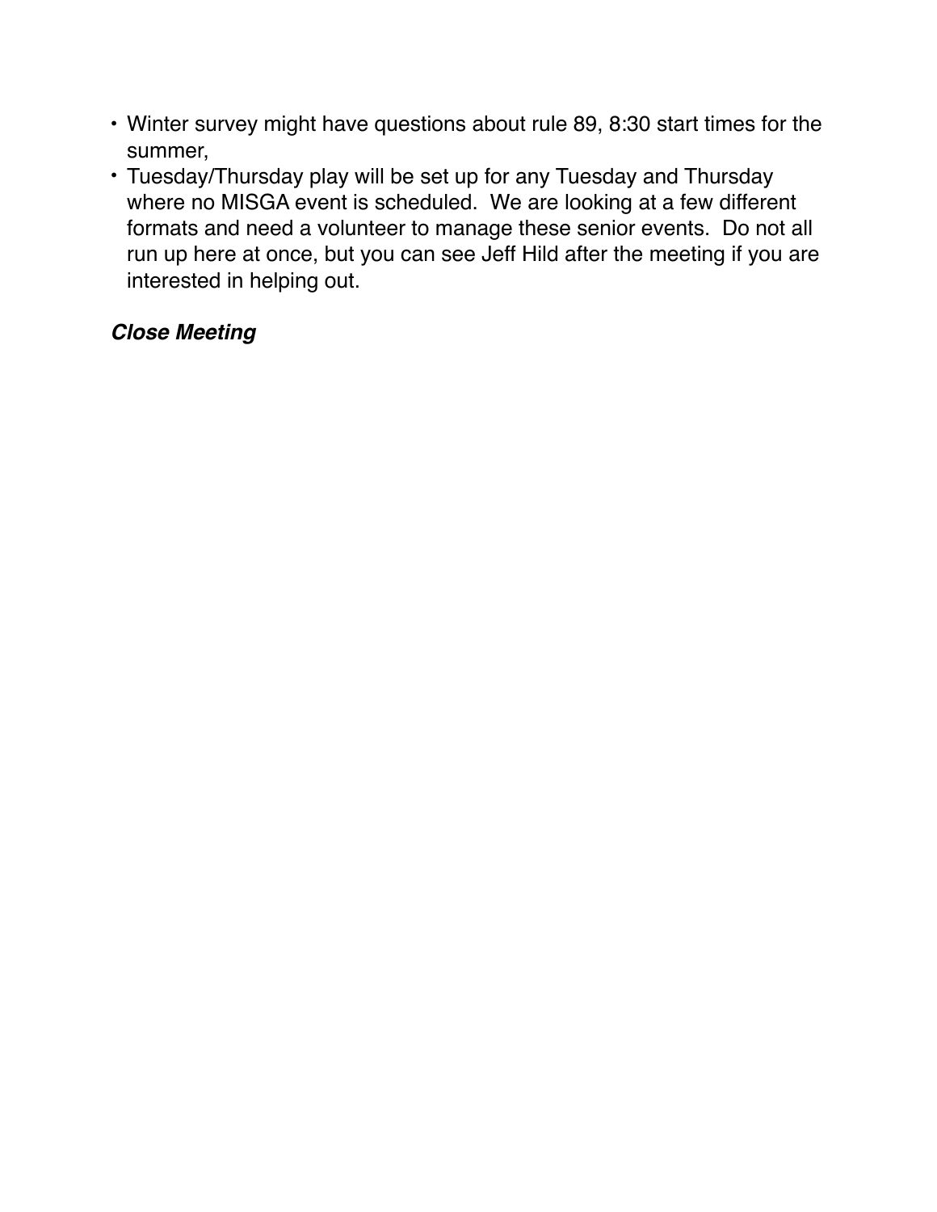- Winter survey might have questions about rule 89, 8:30 start times for the summer,
- Tuesday/Thursday play will be set up for any Tuesday and Thursday where no MISGA event is scheduled.  We are looking at a few different formats and need a volunteer to manage these senior events.  Do not all run up here at once, but you can see Jeff Hild after the meeting if you are interested in helping out.

***Close Meeting***